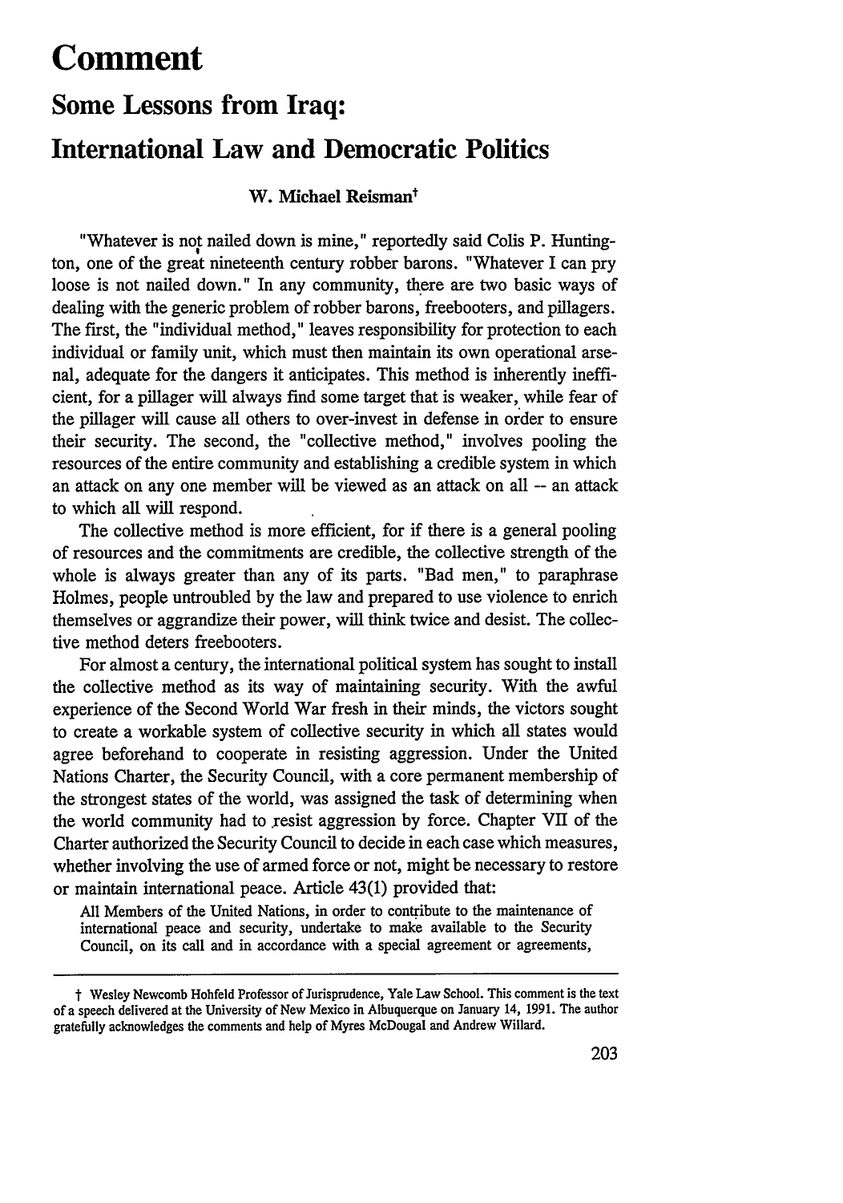# Comment

## Some Lessons from Iraq: International Law and Democratic Politics

**W. Michael Reisman**[†]

"Whatever is not nailed down is mine," reportedly said Colis P. Huntington, one of the great nineteenth century robber barons. "Whatever I can pry loose is not nailed down." In any community, there are two basic ways of dealing with the generic problem of robber barons, freebooters, and pillagers. The first, the "individual method," leaves responsibility for protection to each individual or family unit, which must then maintain its own operational arsenal, adequate for the dangers it anticipates. This method is inherently inefficient, for a pillager will always find some target that is weaker, while fear of the pillager will cause all others to over-invest in defense in order to ensure their security. The second, the "collective method," involves pooling the resources of the entire community and establishing a credible system in which an attack on any one member will be viewed as an attack on all -- an attack to which all will respond.

The collective method is more efficient, for if there is a general pooling of resources and the commitments are credible, the collective strength of the whole is always greater than any of its parts. "Bad men," to paraphrase Holmes, people untroubled by the law and prepared to use violence to enrich themselves or aggrandize their power, will think twice and desist. The collective method deters freebooters.

For almost a century, the international political system has sought to install the collective method as its way of maintaining security. With the awful experience of the Second World War fresh in their minds, the victors sought to create a workable system of collective security in which all states would agree beforehand to cooperate in resisting aggression. Under the United Nations Charter, the Security Council, with a core permanent membership of the strongest states of the world, was assigned the task of determining when the world community had to resist aggression by force. Chapter VII of the Charter authorized the Security Council to decide in each case which measures, whether involving the use of armed force or not, might be necessary to restore or maintain international peace. Article 43(1) provided that:

> All Members of the United Nations, in order to contribute to the maintenance of international peace and security, undertake to make available to the Security Council, on its call and in accordance with a special agreement or agreements,

---

† Wesley Newcomb Hohfeld Professor of Jurisprudence, Yale Law School. This comment is the text of a speech delivered at the University of New Mexico in Albuquerque on January 14, 1991. The author gratefully acknowledges the comments and help of Myres McDougal and Andrew Willard.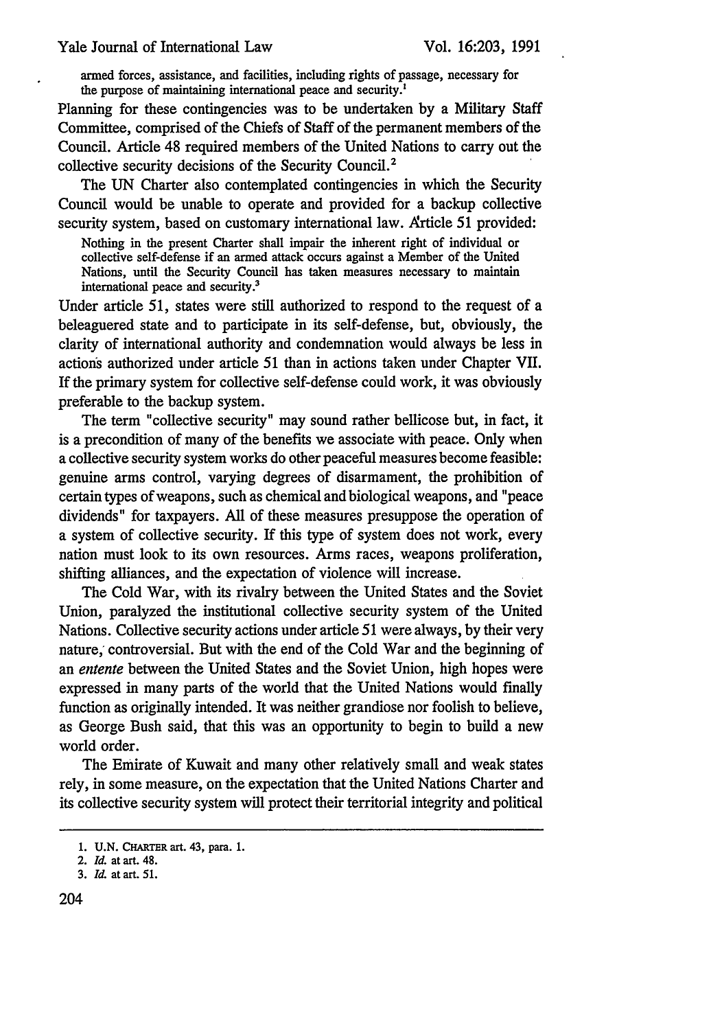armed forces, assistance, and facilities, including rights of passage, necessary for the purpose of maintaining international peace and security.[1]

Planning for these contingencies was to be undertaken by a Military Staff Committee, comprised of the Chiefs of Staff of the permanent members of the Council. Article 48 required members of the United Nations to carry out the collective security decisions of the Security Council.[2]

The UN Charter also contemplated contingencies in which the Security Council would be unable to operate and provided for a backup collective security system, based on customary international law. Article 51 provided:

> Nothing in the present Charter shall impair the inherent right of individual or collective self-defense if an armed attack occurs against a Member of the United Nations, until the Security Council has taken measures necessary to maintain international peace and security.[3]

Under article 51, states were still authorized to respond to the request of a beleaguered state and to participate in its self-defense, but, obviously, the clarity of international authority and condemnation would always be less in actions authorized under article 51 than in actions taken under Chapter VII. If the primary system for collective self-defense could work, it was obviously preferable to the backup system.

The term "collective security" may sound rather bellicose but, in fact, it is a precondition of many of the benefits we associate with peace. Only when a collective security system works do other peaceful measures become feasible: genuine arms control, varying degrees of disarmament, the prohibition of certain types of weapons, such as chemical and biological weapons, and "peace dividends" for taxpayers. All of these measures presuppose the operation of a system of collective security. If this type of system does not work, every nation must look to its own resources. Arms races, weapons proliferation, shifting alliances, and the expectation of violence will increase.

The Cold War, with its rivalry between the United States and the Soviet Union, paralyzed the institutional collective security system of the United Nations. Collective security actions under article 51 were always, by their very nature, controversial. But with the end of the Cold War and the beginning of an *entente* between the United States and the Soviet Union, high hopes were expressed in many parts of the world that the United Nations would finally function as originally intended. It was neither grandiose nor foolish to believe, as George Bush said, that this was an opportunity to begin to build a new world order.

The Emirate of Kuwait and many other relatively small and weak states rely, in some measure, on the expectation that the United Nations Charter and its collective security system will protect their territorial integrity and political

---

1. U.N. CHARTER art. 43, para. 1.
2. *Id.* at art. 48.
3. *Id.* at art. 51.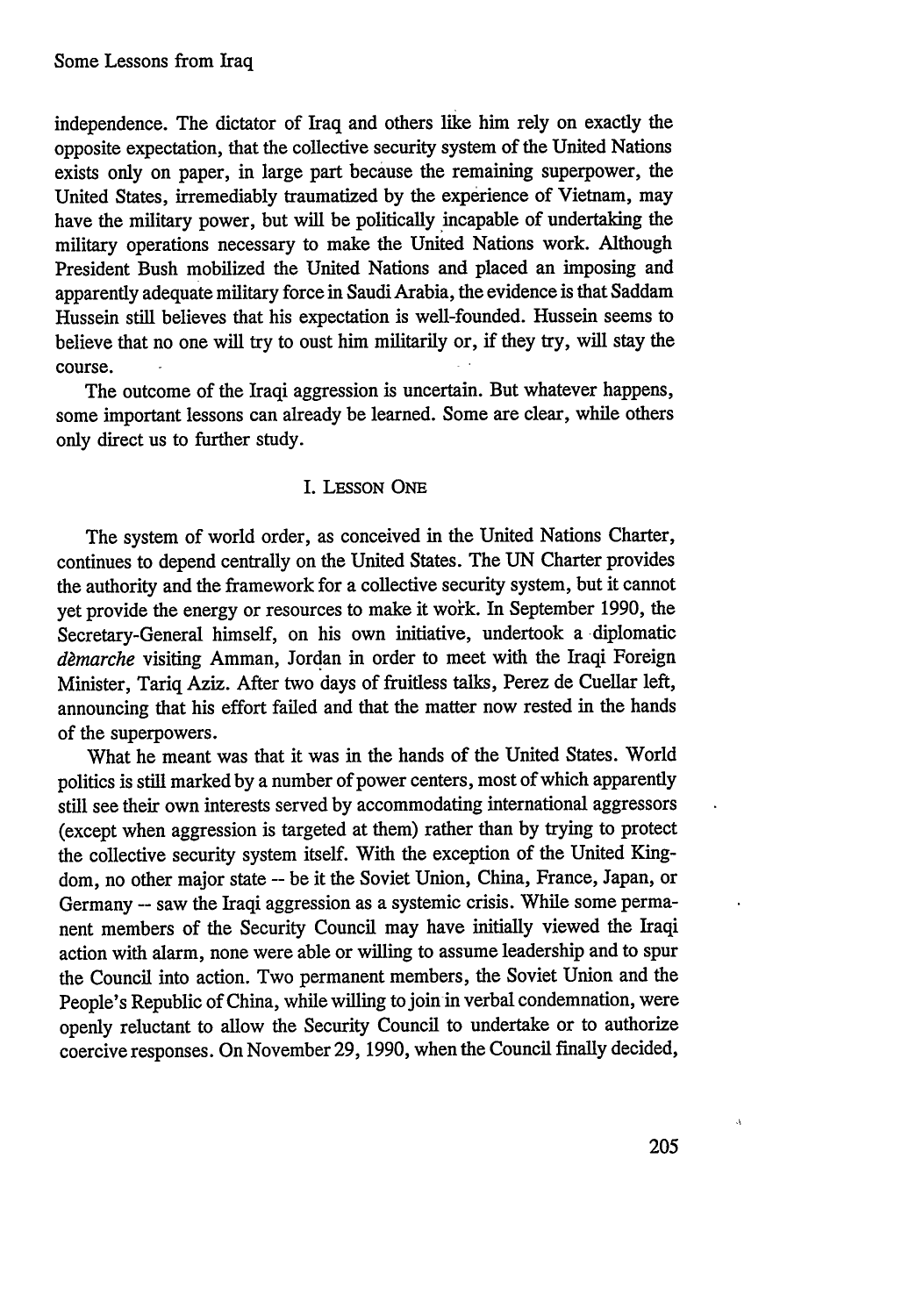independence. The dictator of Iraq and others like him rely on exactly the opposite expectation, that the collective security system of the United Nations exists only on paper, in large part because the remaining superpower, the United States, irremediably traumatized by the experience of Vietnam, may have the military power, but will be politically incapable of undertaking the military operations necessary to make the United Nations work. Although President Bush mobilized the United Nations and placed an imposing and apparently adequate military force in Saudi Arabia, the evidence is that Saddam Hussein still believes that his expectation is well-founded. Hussein seems to believe that no one will try to oust him militarily or, if they try, will stay the course.

The outcome of the Iraqi aggression is uncertain. But whatever happens, some important lessons can already be learned. Some are clear, while others only direct us to further study.

## I. LESSON ONE

The system of world order, as conceived in the United Nations Charter, continues to depend centrally on the United States. The UN Charter provides the authority and the framework for a collective security system, but it cannot yet provide the energy or resources to make it work. In September 1990, the Secretary-General himself, on his own initiative, undertook a diplomatic *dèmarche* visiting Amman, Jordan in order to meet with the Iraqi Foreign Minister, Tariq Aziz. After two days of fruitless talks, Perez de Cuellar left, announcing that his effort failed and that the matter now rested in the hands of the superpowers.

What he meant was that it was in the hands of the United States. World politics is still marked by a number of power centers, most of which apparently still see their own interests served by accommodating international aggressors (except when aggression is targeted at them) rather than by trying to protect the collective security system itself. With the exception of the United Kingdom, no other major state -- be it the Soviet Union, China, France, Japan, or Germany -- saw the Iraqi aggression as a systemic crisis. While some permanent members of the Security Council may have initially viewed the Iraqi action with alarm, none were able or willing to assume leadership and to spur the Council into action. Two permanent members, the Soviet Union and the People's Republic of China, while willing to join in verbal condemnation, were openly reluctant to allow the Security Council to undertake or to authorize coercive responses. On November 29, 1990, when the Council finally decided,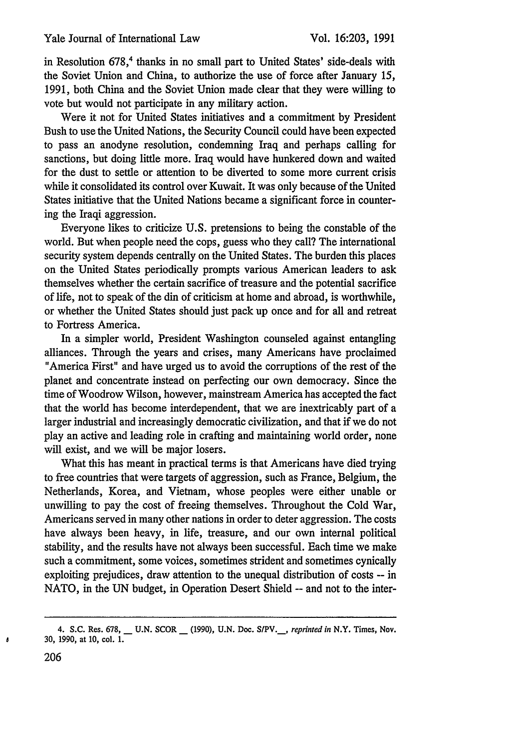in Resolution 678,[4] thanks in no small part to United States' side-deals with the Soviet Union and China, to authorize the use of force after January 15, 1991, both China and the Soviet Union made clear that they were willing to vote but would not participate in any military action.

Were it not for United States initiatives and a commitment by President Bush to use the United Nations, the Security Council could have been expected to pass an anodyne resolution, condemning Iraq and perhaps calling for sanctions, but doing little more. Iraq would have hunkered down and waited for the dust to settle or attention to be diverted to some more current crisis while it consolidated its control over Kuwait. It was only because of the United States initiative that the United Nations became a significant force in countering the Iraqi aggression.

Everyone likes to criticize U.S. pretensions to being the constable of the world. But when people need the cops, guess who they call? The international security system depends centrally on the United States. The burden this places on the United States periodically prompts various American leaders to ask themselves whether the certain sacrifice of treasure and the potential sacrifice of life, not to speak of the din of criticism at home and abroad, is worthwhile, or whether the United States should just pack up once and for all and retreat to Fortress America.

In a simpler world, President Washington counseled against entangling alliances. Through the years and crises, many Americans have proclaimed "America First" and have urged us to avoid the corruptions of the rest of the planet and concentrate instead on perfecting our own democracy. Since the time of Woodrow Wilson, however, mainstream America has accepted the fact that the world has become interdependent, that we are inextricably part of a larger industrial and increasingly democratic civilization, and that if we do not play an active and leading role in crafting and maintaining world order, none will exist, and we will be major losers.

What this has meant in practical terms is that Americans have died trying to free countries that were targets of aggression, such as France, Belgium, the Netherlands, Korea, and Vietnam, whose peoples were either unable or unwilling to pay the cost of freeing themselves. Throughout the Cold War, Americans served in many other nations in order to deter aggression. The costs have always been heavy, in life, treasure, and our own internal political stability, and the results have not always been successful. Each time we make such a commitment, some voices, sometimes strident and sometimes cynically exploiting prejudices, draw attention to the unequal distribution of costs -- in NATO, in the UN budget, in Operation Desert Shield -- and not to the inter-

---

4. S.C. Res. 678, __ U.N. SCOR __ (1990), U.N. Doc. S/PV.__, *reprinted in* N.Y. Times, Nov. 30, 1990, at 10, col. 1.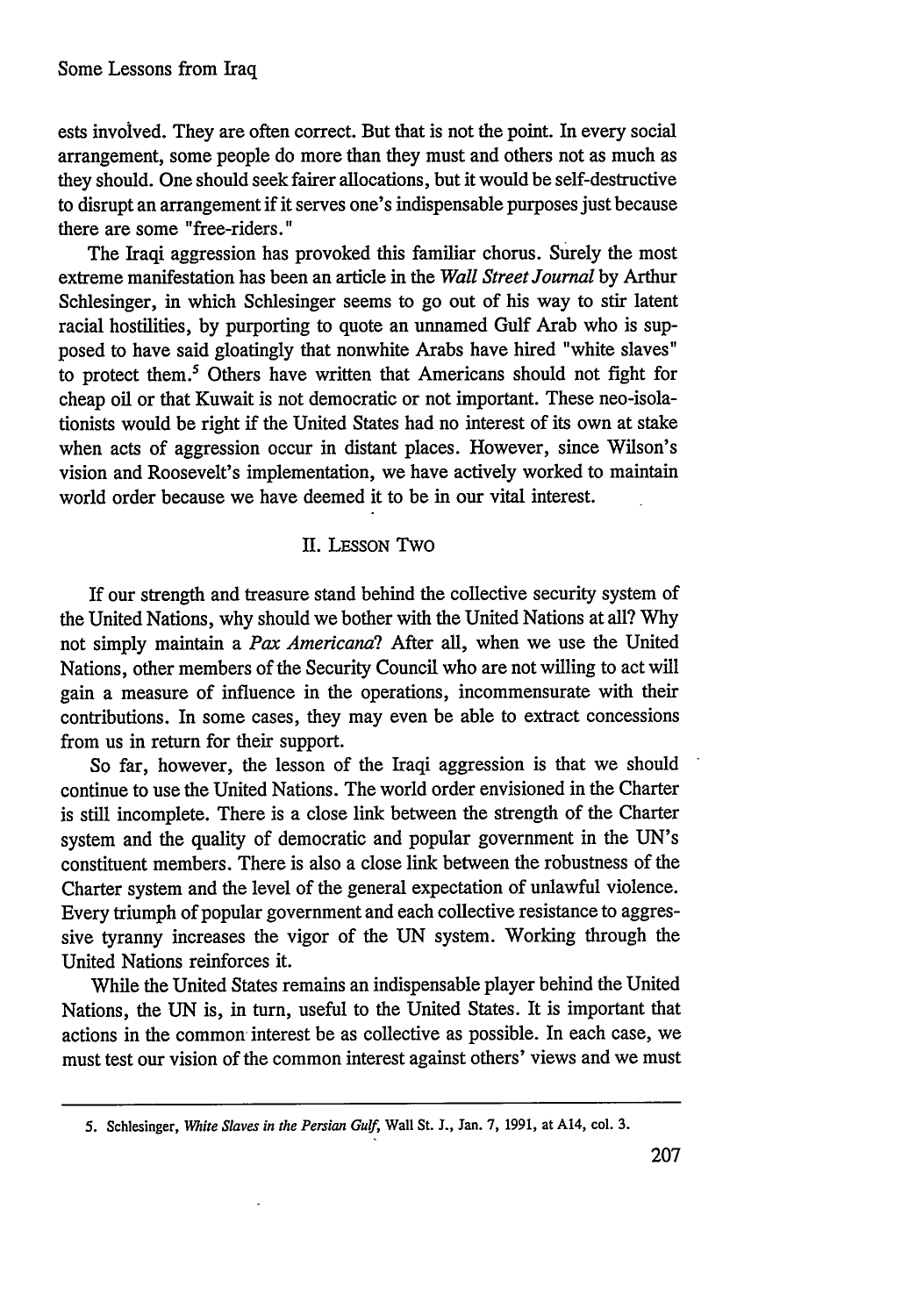ests involved. They are often correct. But that is not the point. In every social arrangement, some people do more than they must and others not as much as they should. One should seek fairer allocations, but it would be self-destructive to disrupt an arrangement if it serves one's indispensable purposes just because there are some "free-riders."

The Iraqi aggression has provoked this familiar chorus. Surely the most extreme manifestation has been an article in the *Wall Street Journal* by Arthur Schlesinger, in which Schlesinger seems to go out of his way to stir latent racial hostilities, by purporting to quote an unnamed Gulf Arab who is supposed to have said gloatingly that nonwhite Arabs have hired "white slaves" to protect them.[5] Others have written that Americans should not fight for cheap oil or that Kuwait is not democratic or not important. These neo-isolationists would be right if the United States had no interest of its own at stake when acts of aggression occur in distant places. However, since Wilson's vision and Roosevelt's implementation, we have actively worked to maintain world order because we have deemed it to be in our vital interest.

## II. Lesson Two

If our strength and treasure stand behind the collective security system of the United Nations, why should we bother with the United Nations at all? Why not simply maintain a *Pax Americana*? After all, when we use the United Nations, other members of the Security Council who are not willing to act will gain a measure of influence in the operations, incommensurate with their contributions. In some cases, they may even be able to extract concessions from us in return for their support.

So far, however, the lesson of the Iraqi aggression is that we should continue to use the United Nations. The world order envisioned in the Charter is still incomplete. There is a close link between the strength of the Charter system and the quality of democratic and popular government in the UN's constituent members. There is also a close link between the robustness of the Charter system and the level of the general expectation of unlawful violence. Every triumph of popular government and each collective resistance to aggressive tyranny increases the vigor of the UN system. Working through the United Nations reinforces it.

While the United States remains an indispensable player behind the United Nations, the UN is, in turn, useful to the United States. It is important that actions in the common interest be as collective as possible. In each case, we must test our vision of the common interest against others' views and we must

---

5. Schlesinger, *White Slaves in the Persian Gulf*, Wall St. J., Jan. 7, 1991, at A14, col. 3.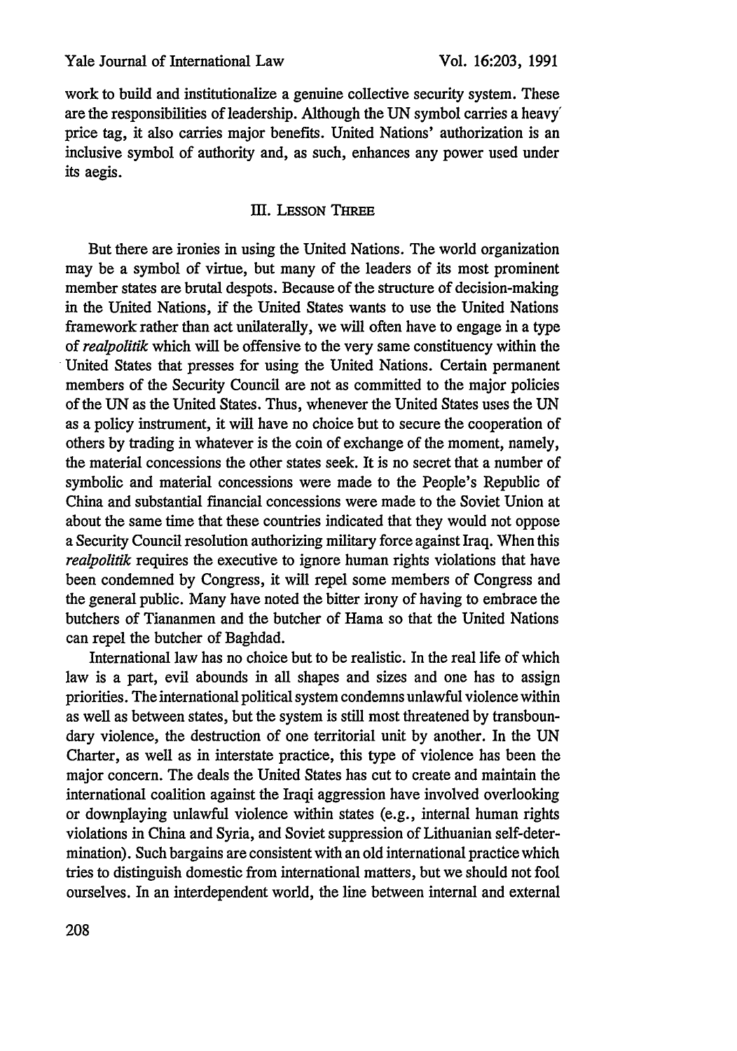work to build and institutionalize a genuine collective security system. These are the responsibilities of leadership. Although the UN symbol carries a heavy price tag, it also carries major benefits. United Nations' authorization is an inclusive symbol of authority and, as such, enhances any power used under its aegis.

## III. Lesson Three

But there are ironies in using the United Nations. The world organization may be a symbol of virtue, but many of the leaders of its most prominent member states are brutal despots. Because of the structure of decision-making in the United Nations, if the United States wants to use the United Nations framework rather than act unilaterally, we will often have to engage in a type of *realpolitik* which will be offensive to the very same constituency within the United States that presses for using the United Nations. Certain permanent members of the Security Council are not as committed to the major policies of the UN as the United States. Thus, whenever the United States uses the UN as a policy instrument, it will have no choice but to secure the cooperation of others by trading in whatever is the coin of exchange of the moment, namely, the material concessions the other states seek. It is no secret that a number of symbolic and material concessions were made to the People's Republic of China and substantial financial concessions were made to the Soviet Union at about the same time that these countries indicated that they would not oppose a Security Council resolution authorizing military force against Iraq. When this *realpolitik* requires the executive to ignore human rights violations that have been condemned by Congress, it will repel some members of Congress and the general public. Many have noted the bitter irony of having to embrace the butchers of Tiananmen and the butcher of Hama so that the United Nations can repel the butcher of Baghdad.

International law has no choice but to be realistic. In the real life of which law is a part, evil abounds in all shapes and sizes and one has to assign priorities. The international political system condemns unlawful violence within as well as between states, but the system is still most threatened by transboundary violence, the destruction of one territorial unit by another. In the UN Charter, as well as in interstate practice, this type of violence has been the major concern. The deals the United States has cut to create and maintain the international coalition against the Iraqi aggression have involved overlooking or downplaying unlawful violence within states (e.g., internal human rights violations in China and Syria, and Soviet suppression of Lithuanian self-determination). Such bargains are consistent with an old international practice which tries to distinguish domestic from international matters, but we should not fool ourselves. In an interdependent world, the line between internal and external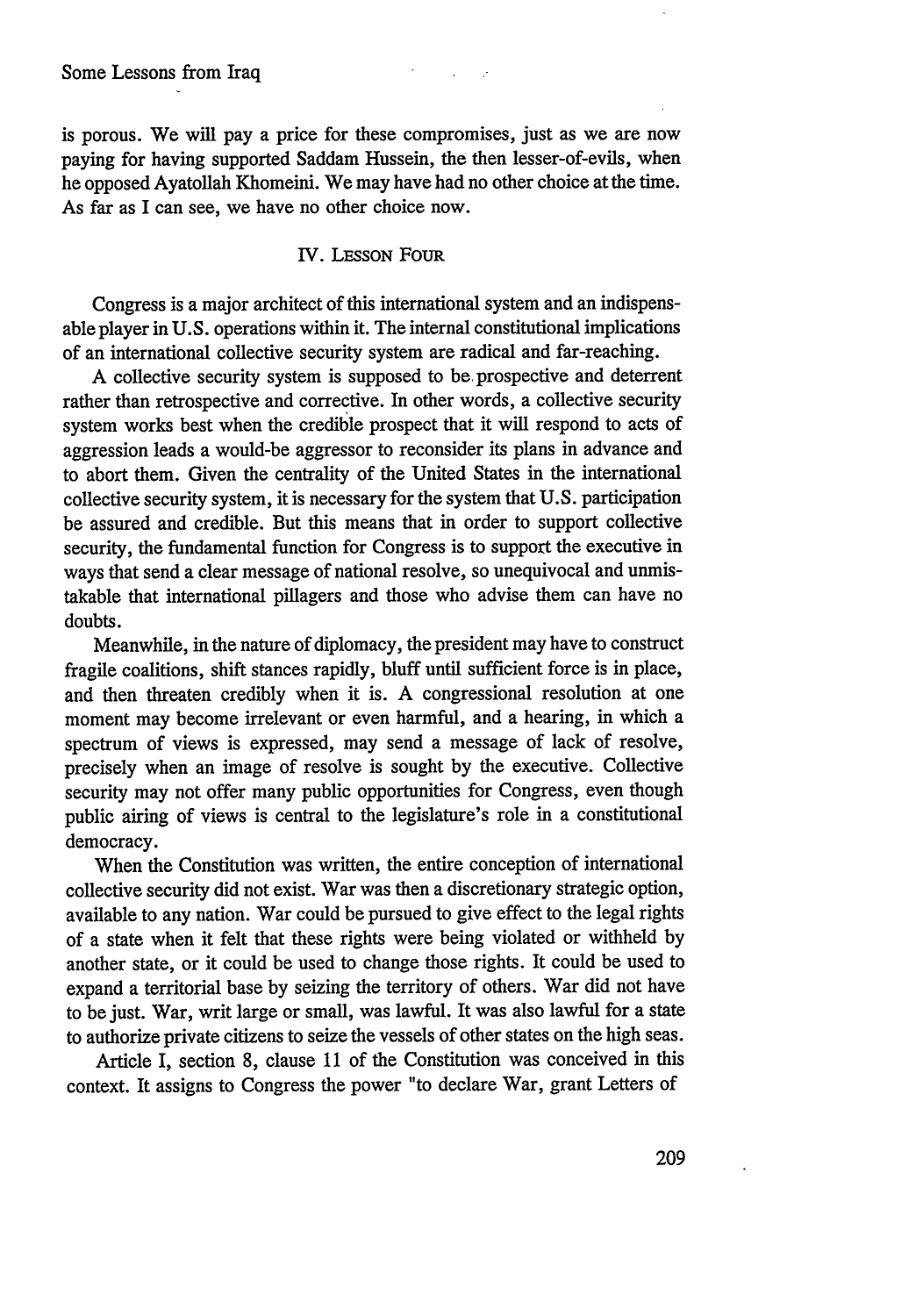is porous. We will pay a price for these compromises, just as we are now paying for having supported Saddam Hussein, the then lesser-of-evils, when he opposed Ayatollah Khomeini. We may have had no other choice at the time. As far as I can see, we have no other choice now.

## IV. LESSON FOUR

Congress is a major architect of this international system and an indispensable player in U.S. operations within it. The internal constitutional implications of an international collective security system are radical and far-reaching.

A collective security system is supposed to be prospective and deterrent rather than retrospective and corrective. In other words, a collective security system works best when the credible prospect that it will respond to acts of aggression leads a would-be aggressor to reconsider its plans in advance and to abort them. Given the centrality of the United States in the international collective security system, it is necessary for the system that U.S. participation be assured and credible. But this means that in order to support collective security, the fundamental function for Congress is to support the executive in ways that send a clear message of national resolve, so unequivocal and unmistakable that international pillagers and those who advise them can have no doubts.

Meanwhile, in the nature of diplomacy, the president may have to construct fragile coalitions, shift stances rapidly, bluff until sufficient force is in place, and then threaten credibly when it is. A congressional resolution at one moment may become irrelevant or even harmful, and a hearing, in which a spectrum of views is expressed, may send a message of lack of resolve, precisely when an image of resolve is sought by the executive. Collective security may not offer many public opportunities for Congress, even though public airing of views is central to the legislature's role in a constitutional democracy.

When the Constitution was written, the entire conception of international collective security did not exist. War was then a discretionary strategic option, available to any nation. War could be pursued to give effect to the legal rights of a state when it felt that these rights were being violated or withheld by another state, or it could be used to change those rights. It could be used to expand a territorial base by seizing the territory of others. War did not have to be just. War, writ large or small, was lawful. It was also lawful for a state to authorize private citizens to seize the vessels of other states on the high seas.

Article I, section 8, clause 11 of the Constitution was conceived in this context. It assigns to Congress the power "to declare War, grant Letters of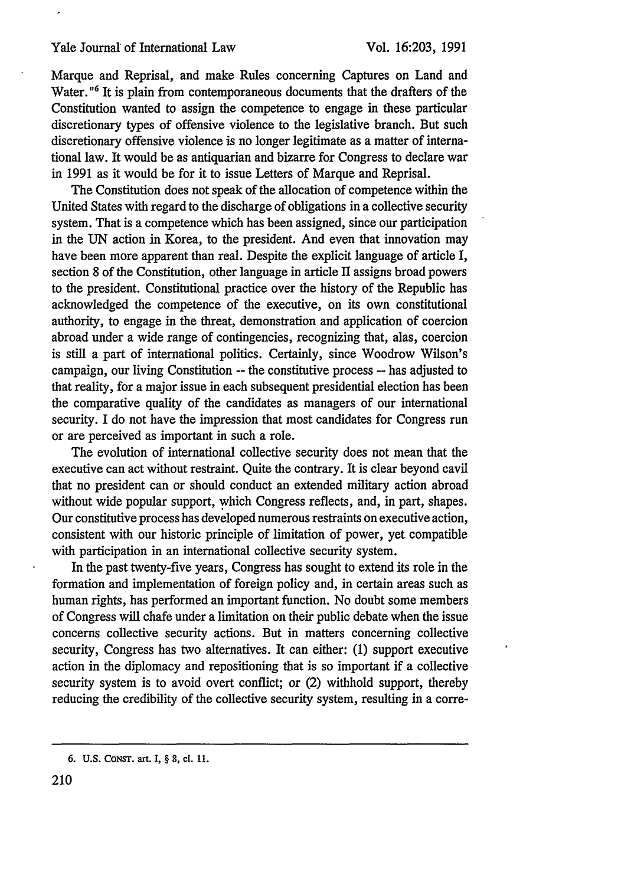Marque and Reprisal, and make Rules concerning Captures on Land and Water."[6] It is plain from contemporaneous documents that the drafters of the Constitution wanted to assign the competence to engage in these particular discretionary types of offensive violence to the legislative branch. But such discretionary offensive violence is no longer legitimate as a matter of international law. It would be as antiquarian and bizarre for Congress to declare war in 1991 as it would be for it to issue Letters of Marque and Reprisal.

The Constitution does not speak of the allocation of competence within the United States with regard to the discharge of obligations in a collective security system. That is a competence which has been assigned, since our participation in the UN action in Korea, to the president. And even that innovation may have been more apparent than real. Despite the explicit language of article I, section 8 of the Constitution, other language in article II assigns broad powers to the president. Constitutional practice over the history of the Republic has acknowledged the competence of the executive, on its own constitutional authority, to engage in the threat, demonstration and application of coercion abroad under a wide range of contingencies, recognizing that, alas, coercion is still a part of international politics. Certainly, since Woodrow Wilson's campaign, our living Constitution -- the constitutive process -- has adjusted to that reality, for a major issue in each subsequent presidential election has been the comparative quality of the candidates as managers of our international security. I do not have the impression that most candidates for Congress run or are perceived as important in such a role.

The evolution of international collective security does not mean that the executive can act without restraint. Quite the contrary. It is clear beyond cavil that no president can or should conduct an extended military action abroad without wide popular support, which Congress reflects, and, in part, shapes. Our constitutive process has developed numerous restraints on executive action, consistent with our historic principle of limitation of power, yet compatible with participation in an international collective security system.

In the past twenty-five years, Congress has sought to extend its role in the formation and implementation of foreign policy and, in certain areas such as human rights, has performed an important function. No doubt some members of Congress will chafe under a limitation on their public debate when the issue concerns collective security actions. But in matters concerning collective security, Congress has two alternatives. It can either: (1) support executive action in the diplomacy and repositioning that is so important if a collective security system is to avoid overt conflict; or (2) withhold support, thereby reducing the credibility of the collective security system, resulting in a corre-

6. U.S. CONST. art. I, § 8, cl. 11.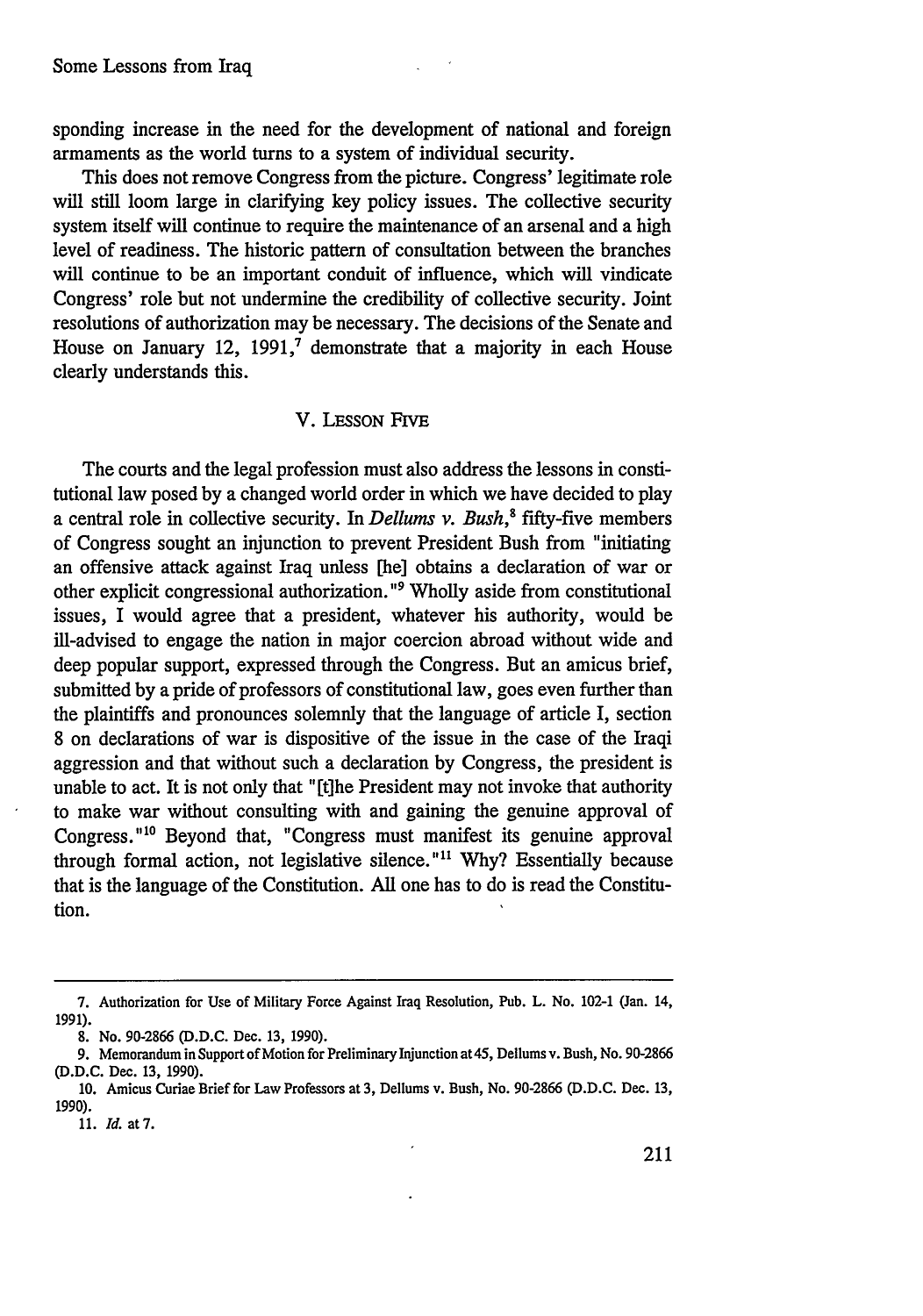sponding increase in the need for the development of national and foreign armaments as the world turns to a system of individual security.

This does not remove Congress from the picture. Congress' legitimate role will still loom large in clarifying key policy issues. The collective security system itself will continue to require the maintenance of an arsenal and a high level of readiness. The historic pattern of consultation between the branches will continue to be an important conduit of influence, which will vindicate Congress' role but not undermine the credibility of collective security. Joint resolutions of authorization may be necessary. The decisions of the Senate and House on January 12, 1991,[7] demonstrate that a majority in each House clearly understands this.

## V. LESSON FIVE

The courts and the legal profession must also address the lessons in constitutional law posed by a changed world order in which we have decided to play a central role in collective security. In *Dellums v. Bush*,[8] fifty-five members of Congress sought an injunction to prevent President Bush from "initiating an offensive attack against Iraq unless [he] obtains a declaration of war or other explicit congressional authorization."[9] Wholly aside from constitutional issues, I would agree that a president, whatever his authority, would be ill-advised to engage the nation in major coercion abroad without wide and deep popular support, expressed through the Congress. But an amicus brief, submitted by a pride of professors of constitutional law, goes even further than the plaintiffs and pronounces solemnly that the language of article I, section 8 on declarations of war is dispositive of the issue in the case of the Iraqi aggression and that without such a declaration by Congress, the president is unable to act. It is not only that "[t]he President may not invoke that authority to make war without consulting with and gaining the genuine approval of Congress."[10] Beyond that, "Congress must manifest its genuine approval through formal action, not legislative silence."[11] Why? Essentially because that is the language of the Constitution. All one has to do is read the Constitution.

---

7. Authorization for Use of Military Force Against Iraq Resolution, Pub. L. No. 102-1 (Jan. 14, 1991).

8. No. 90-2866 (D.D.C. Dec. 13, 1990).

9. Memorandum in Support of Motion for Preliminary Injunction at 45, Dellums v. Bush, No. 90-2866 (D.D.C. Dec. 13, 1990).

10. Amicus Curiae Brief for Law Professors at 3, Dellums v. Bush, No. 90-2866 (D.D.C. Dec. 13, 1990).

11. *Id.* at 7.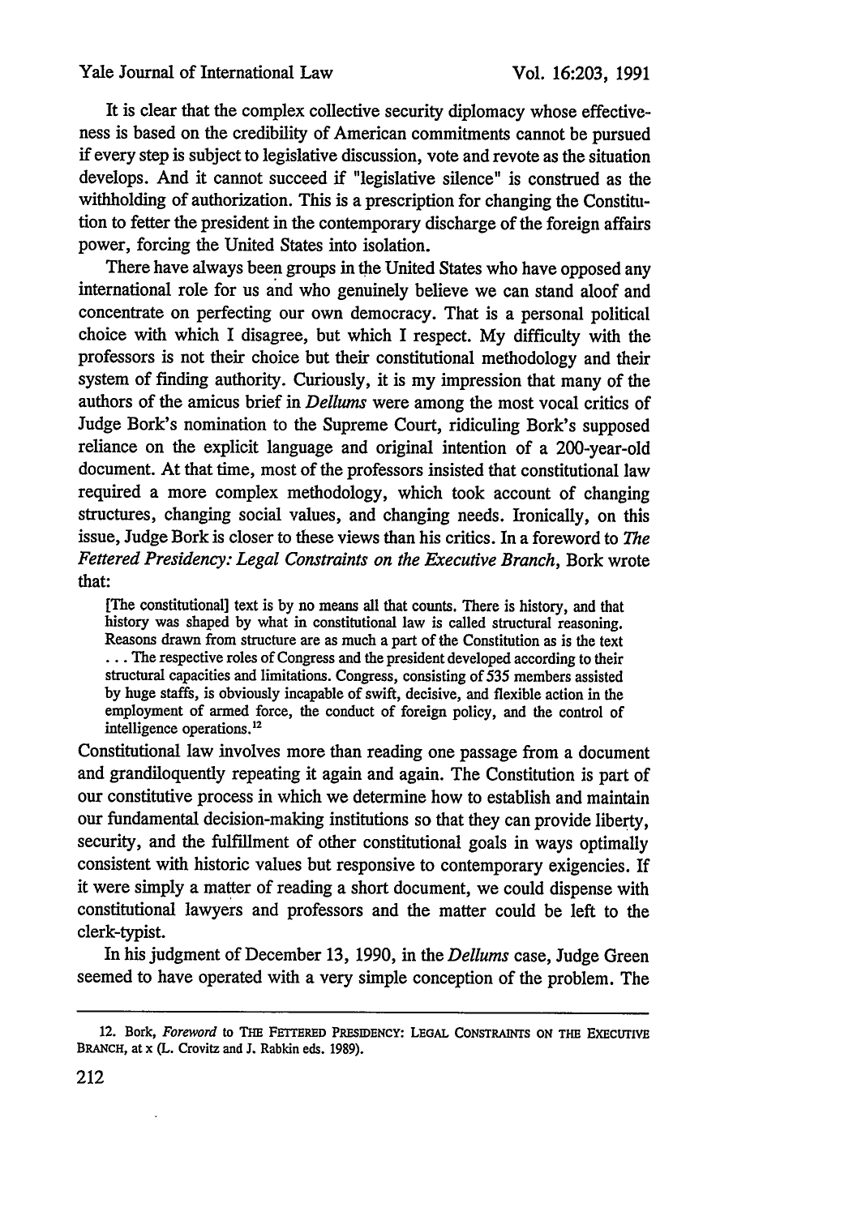It is clear that the complex collective security diplomacy whose effectiveness is based on the credibility of American commitments cannot be pursued if every step is subject to legislative discussion, vote and revote as the situation develops. And it cannot succeed if "legislative silence" is construed as the withholding of authorization. This is a prescription for changing the Constitution to fetter the president in the contemporary discharge of the foreign affairs power, forcing the United States into isolation.

There have always been groups in the United States who have opposed any international role for us and who genuinely believe we can stand aloof and concentrate on perfecting our own democracy. That is a personal political choice with which I disagree, but which I respect. My difficulty with the professors is not their choice but their constitutional methodology and their system of finding authority. Curiously, it is my impression that many of the authors of the amicus brief in *Dellums* were among the most vocal critics of Judge Bork's nomination to the Supreme Court, ridiculing Bork's supposed reliance on the explicit language and original intention of a 200-year-old document. At that time, most of the professors insisted that constitutional law required a more complex methodology, which took account of changing structures, changing social values, and changing needs. Ironically, on this issue, Judge Bork is closer to these views than his critics. In a foreword to *The Fettered Presidency: Legal Constraints on the Executive Branch*, Bork wrote that:

> [The constitutional] text is by no means all that counts. There is history, and that history was shaped by what in constitutional law is called structural reasoning. Reasons drawn from structure are as much a part of the Constitution as is the text . . . The respective roles of Congress and the president developed according to their structural capacities and limitations. Congress, consisting of 535 members assisted by huge staffs, is obviously incapable of swift, decisive, and flexible action in the employment of armed force, the conduct of foreign policy, and the control of intelligence operations.[12]

Constitutional law involves more than reading one passage from a document and grandiloquently repeating it again and again. The Constitution is part of our constitutive process in which we determine how to establish and maintain our fundamental decision-making institutions so that they can provide liberty, security, and the fulfillment of other constitutional goals in ways optimally consistent with historic values but responsive to contemporary exigencies. If it were simply a matter of reading a short document, we could dispense with constitutional lawyers and professors and the matter could be left to the clerk-typist.

In his judgment of December 13, 1990, in the *Dellums* case, Judge Green seemed to have operated with a very simple conception of the problem. The

---

12. Bork, *Foreword* to THE FETTERED PRESIDENCY: LEGAL CONSTRAINTS ON THE EXECUTIVE BRANCH, at x (L. Crovitz and J. Rabkin eds. 1989).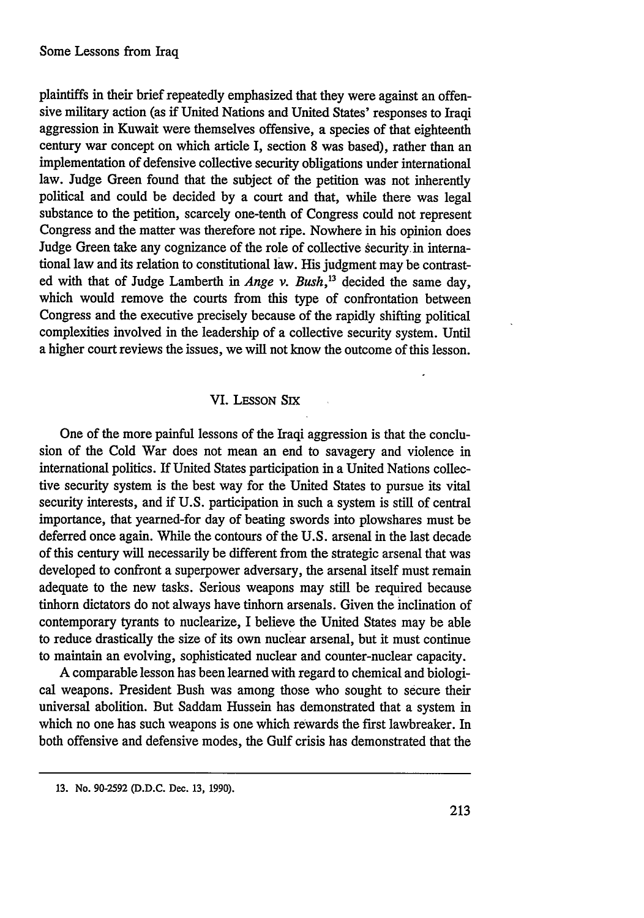plaintiffs in their brief repeatedly emphasized that they were against an offensive military action (as if United Nations and United States' responses to Iraqi aggression in Kuwait were themselves offensive, a species of that eighteenth century war concept on which article I, section 8 was based), rather than an implementation of defensive collective security obligations under international law. Judge Green found that the subject of the petition was not inherently political and could be decided by a court and that, while there was legal substance to the petition, scarcely one-tenth of Congress could not represent Congress and the matter was therefore not ripe. Nowhere in his opinion does Judge Green take any cognizance of the role of collective security in international law and its relation to constitutional law. His judgment may be contrasted with that of Judge Lamberth in *Ange v. Bush*,[13] decided the same day, which would remove the courts from this type of confrontation between Congress and the executive precisely because of the rapidly shifting political complexities involved in the leadership of a collective security system. Until a higher court reviews the issues, we will not know the outcome of this lesson.

## VI. Lesson Six

One of the more painful lessons of the Iraqi aggression is that the conclusion of the Cold War does not mean an end to savagery and violence in international politics. If United States participation in a United Nations collective security system is the best way for the United States to pursue its vital security interests, and if U.S. participation in such a system is still of central importance, that yearned-for day of beating swords into plowshares must be deferred once again. While the contours of the U.S. arsenal in the last decade of this century will necessarily be different from the strategic arsenal that was developed to confront a superpower adversary, the arsenal itself must remain adequate to the new tasks. Serious weapons may still be required because tinhorn dictators do not always have tinhorn arsenals. Given the inclination of contemporary tyrants to nuclearize, I believe the United States may be able to reduce drastically the size of its own nuclear arsenal, but it must continue to maintain an evolving, sophisticated nuclear and counter-nuclear capacity.

A comparable lesson has been learned with regard to chemical and biological weapons. President Bush was among those who sought to secure their universal abolition. But Saddam Hussein has demonstrated that a system in which no one has such weapons is one which rewards the first lawbreaker. In both offensive and defensive modes, the Gulf crisis has demonstrated that the

---

13. No. 90-2592 (D.D.C. Dec. 13, 1990).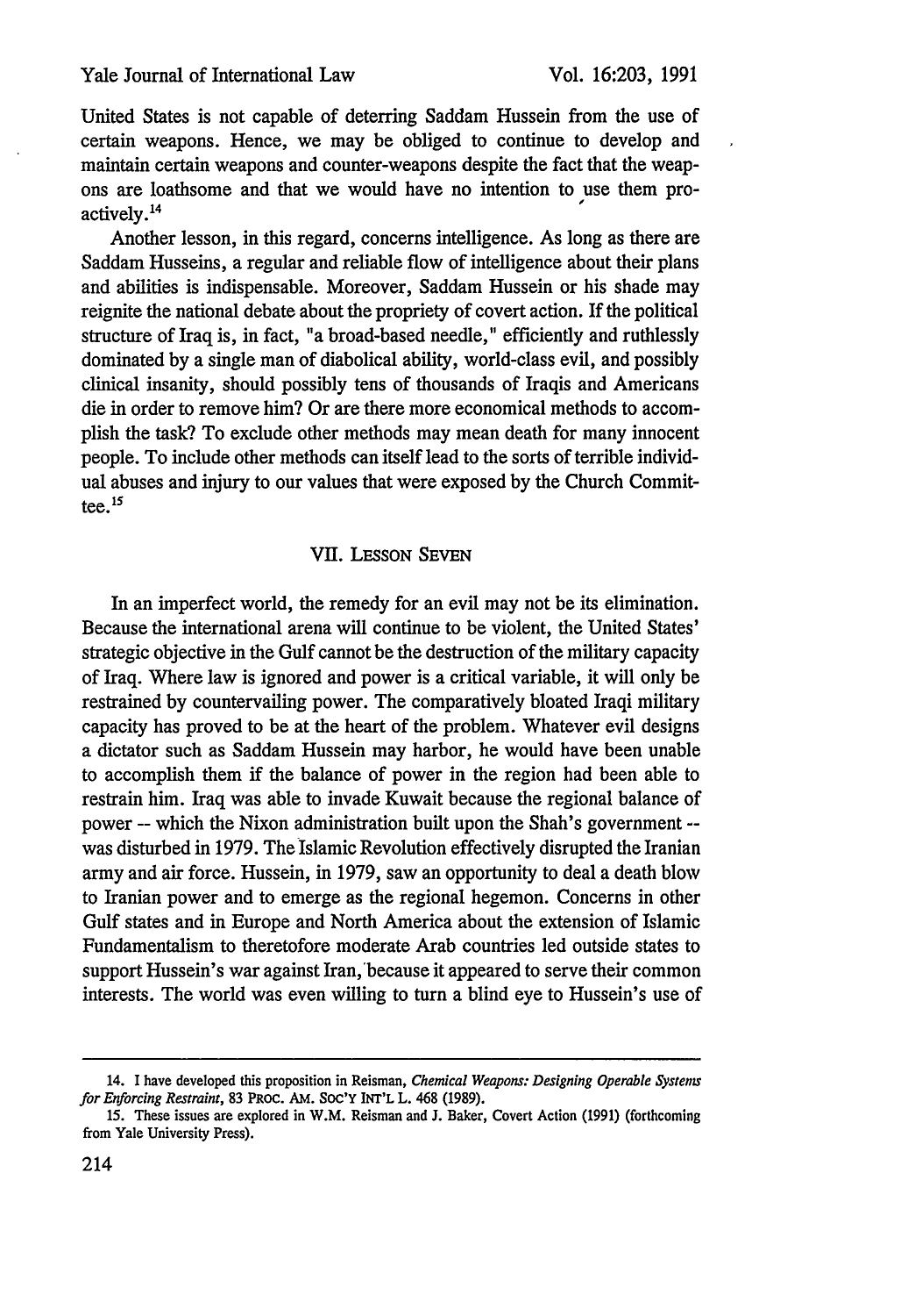United States is not capable of deterring Saddam Hussein from the use of certain weapons. Hence, we may be obliged to continue to develop and maintain certain weapons and counter-weapons despite the fact that the weapons are loathsome and that we would have no intention to use them proactively.[14]

Another lesson, in this regard, concerns intelligence. As long as there are Saddam Husseins, a regular and reliable flow of intelligence about their plans and abilities is indispensable. Moreover, Saddam Hussein or his shade may reignite the national debate about the propriety of covert action. If the political structure of Iraq is, in fact, "a broad-based needle," efficiently and ruthlessly dominated by a single man of diabolical ability, world-class evil, and possibly clinical insanity, should possibly tens of thousands of Iraqis and Americans die in order to remove him? Or are there more economical methods to accomplish the task? To exclude other methods may mean death for many innocent people. To include other methods can itself lead to the sorts of terrible individual abuses and injury to our values that were exposed by the Church Committee.[15]

## VII. Lesson Seven

In an imperfect world, the remedy for an evil may not be its elimination. Because the international arena will continue to be violent, the United States' strategic objective in the Gulf cannot be the destruction of the military capacity of Iraq. Where law is ignored and power is a critical variable, it will only be restrained by countervailing power. The comparatively bloated Iraqi military capacity has proved to be at the heart of the problem. Whatever evil designs a dictator such as Saddam Hussein may harbor, he would have been unable to accomplish them if the balance of power in the region had been able to restrain him. Iraq was able to invade Kuwait because the regional balance of power -- which the Nixon administration built upon the Shah's government -- was disturbed in 1979. The Islamic Revolution effectively disrupted the Iranian army and air force. Hussein, in 1979, saw an opportunity to deal a death blow to Iranian power and to emerge as the regional hegemon. Concerns in other Gulf states and in Europe and North America about the extension of Islamic Fundamentalism to theretofore moderate Arab countries led outside states to support Hussein's war against Iran, because it appeared to serve their common interests. The world was even willing to turn a blind eye to Hussein's use of

---

14. I have developed this proposition in Reisman, *Chemical Weapons: Designing Operable Systems for Enforcing Restraint*, 83 PROC. AM. SOC'Y INT'L L. 468 (1989).

15. These issues are explored in W.M. Reisman and J. Baker, Covert Action (1991) (forthcoming from Yale University Press).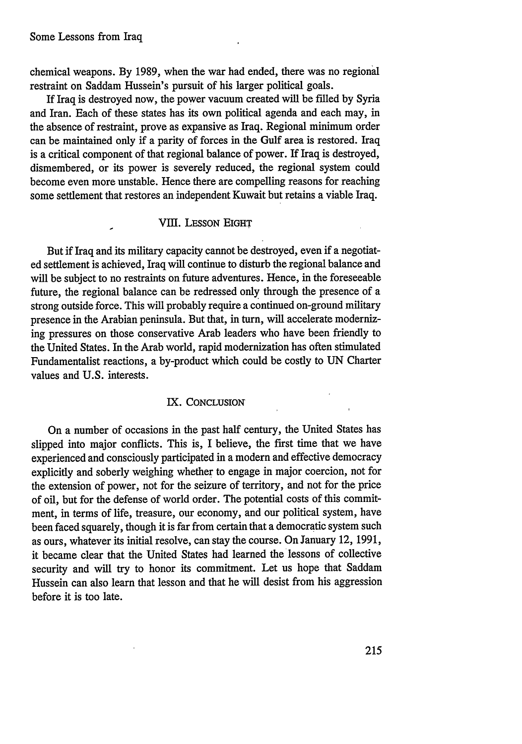chemical weapons. By 1989, when the war had ended, there was no regional restraint on Saddam Hussein's pursuit of his larger political goals.

If Iraq is destroyed now, the power vacuum created will be filled by Syria and Iran. Each of these states has its own political agenda and each may, in the absence of restraint, prove as expansive as Iraq. Regional minimum order can be maintained only if a parity of forces in the Gulf area is restored. Iraq is a critical component of that regional balance of power. If Iraq is destroyed, dismembered, or its power is severely reduced, the regional system could become even more unstable. Hence there are compelling reasons for reaching some settlement that restores an independent Kuwait but retains a viable Iraq.

## VIII. Lesson Eight

But if Iraq and its military capacity cannot be destroyed, even if a negotiated settlement is achieved, Iraq will continue to disturb the regional balance and will be subject to no restraints on future adventures. Hence, in the foreseeable future, the regional balance can be redressed only through the presence of a strong outside force. This will probably require a continued on-ground military presence in the Arabian peninsula. But that, in turn, will accelerate modernizing pressures on those conservative Arab leaders who have been friendly to the United States. In the Arab world, rapid modernization has often stimulated Fundamentalist reactions, a by-product which could be costly to UN Charter values and U.S. interests.

## IX. Conclusion

On a number of occasions in the past half century, the United States has slipped into major conflicts. This is, I believe, the first time that we have experienced and consciously participated in a modern and effective democracy explicitly and soberly weighing whether to engage in major coercion, not for the extension of power, not for the seizure of territory, and not for the price of oil, but for the defense of world order. The potential costs of this commitment, in terms of life, treasure, our economy, and our political system, have been faced squarely, though it is far from certain that a democratic system such as ours, whatever its initial resolve, can stay the course. On January 12, 1991, it became clear that the United States had learned the lessons of collective security and will try to honor its commitment. Let us hope that Saddam Hussein can also learn that lesson and that he will desist from his aggression before it is too late.